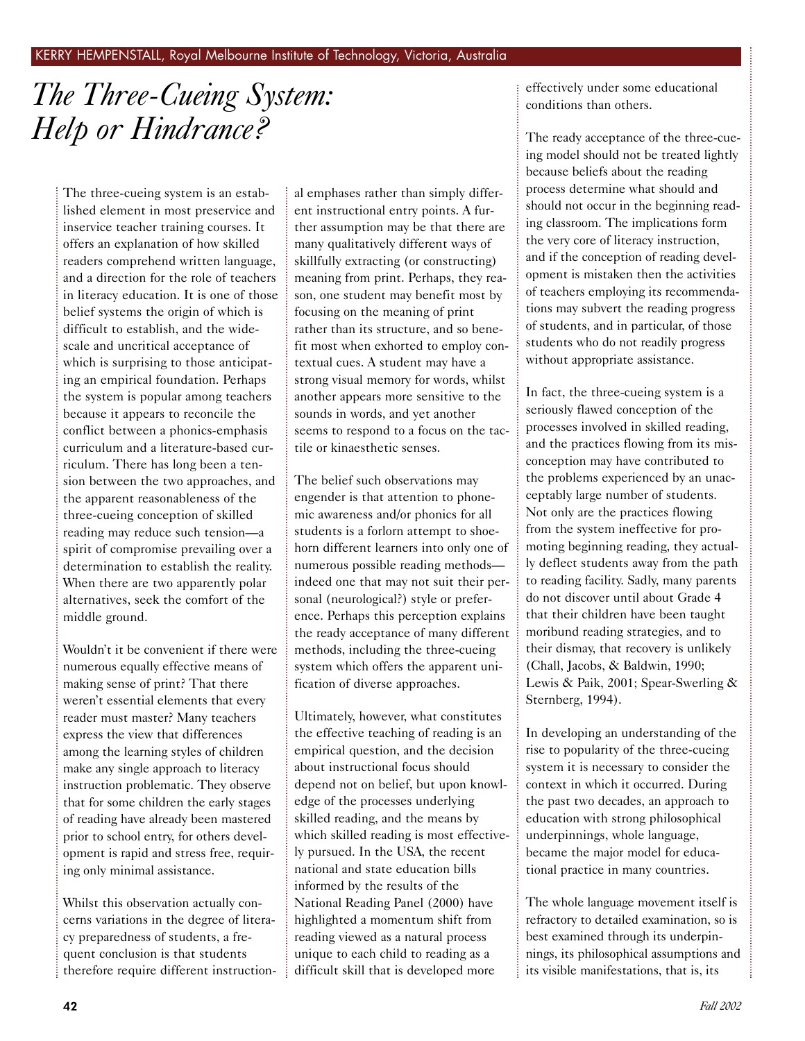KERRY HEMPENSTALL, Royal Melbourne Institute of Technology, Victoria, Australia

# *The Three-Cueing System: Help or Hindrance?*

The three-cueing system is an established element in most preservice and inservice teacher training courses. It offers an explanation of how skilled readers comprehend written language, and a direction for the role of teachers in literacy education. It is one of those belief systems the origin of which is difficult to establish, and the widescale and uncritical acceptance of which is surprising to those anticipating an empirical foundation. Perhaps the system is popular among teachers because it appears to reconcile the conflict between a phonics-emphasis curriculum and a literature-based curriculum. There has long been a tension between the two approaches, and the apparent reasonableness of the three-cueing conception of skilled reading may reduce such tension—a spirit of compromise prevailing over a determination to establish the reality. When there are two apparently polar alternatives, seek the comfort of the middle ground.

Wouldn't it be convenient if there were numerous equally effective means of making sense of print? That there weren't essential elements that every reader must master? Many teachers express the view that differences among the learning styles of children make any single approach to literacy instruction problematic. They observe that for some children the early stages of reading have already been mastered prior to school entry, for others development is rapid and stress free, requiring only minimal assistance.

Whilst this observation actually concerns variations in the degree of literacy preparedness of students, a frequent conclusion is that students therefore require different instructional emphases rather than simply different instructional entry points. A further assumption may be that there are many qualitatively different ways of skillfully extracting (or constructing) meaning from print. Perhaps, they reason, one student may benefit most by focusing on the meaning of print rather than its structure, and so benefit most when exhorted to employ contextual cues. A student may have a strong visual memory for words, whilst another appears more sensitive to the sounds in words, and yet another seems to respond to a focus on the tactile or kinaesthetic senses.

The belief such observations may engender is that attention to phonemic awareness and/or phonics for all students is a forlorn attempt to shoehorn different learners into only one of numerous possible reading methods—indeed one that may not suit their personal (neurological?) style or preference. Perhaps this perception explains the ready acceptance of many different methods, including the three-cueing system which offers the apparent unification of diverse approaches.

Ultimately, however, what constitutes the effective teaching of reading is an empirical question, and the decision about instructional focus should depend not on belief, but upon knowledge of the processes underlying skilled reading, and the means by which skilled reading is most effectively pursued. In the USA, the recent national and state education bills informed by the results of the National Reading Panel (2000) have highlighted a momentum shift from reading viewed as a natural process unique to each child to reading as a difficult skill that is developed more effectively under some educational conditions than others.

The ready acceptance of the three-cueing model should not be treated lightly because beliefs about the reading process determine what should and should not occur in the beginning reading classroom. The implications form the very core of literacy instruction, and if the conception of reading development is mistaken then the activities of teachers employing its recommendations may subvert the reading progress of students, and in particular, of those students who do not readily progress without appropriate assistance.

In fact, the three-cueing system is a seriously flawed conception of the processes involved in skilled reading, and the practices flowing from its misconception may have contributed to the problems experienced by an unacceptably large number of students. Not only are the practices flowing from the system ineffective for promoting beginning reading, they actually deflect students away from the path to reading facility. Sadly, many parents do not discover until about Grade 4 that their children have been taught moribund reading strategies, and to their dismay, that recovery is unlikely (Chall, Jacobs, & Baldwin, 1990; Lewis & Paik, 2001; Spear-Swerling & Sternberg, 1994).

In developing an understanding of the rise to popularity of the three-cueing system it is necessary to consider the context in which it occurred. During the past two decades, an approach to education with strong philosophical underpinnings, whole language, became the major model for educational practice in many countries.

The whole language movement itself is refractory to detailed examination, so is best examined through its underpinnings, its philosophical assumptions and its visible manifestations, that is, its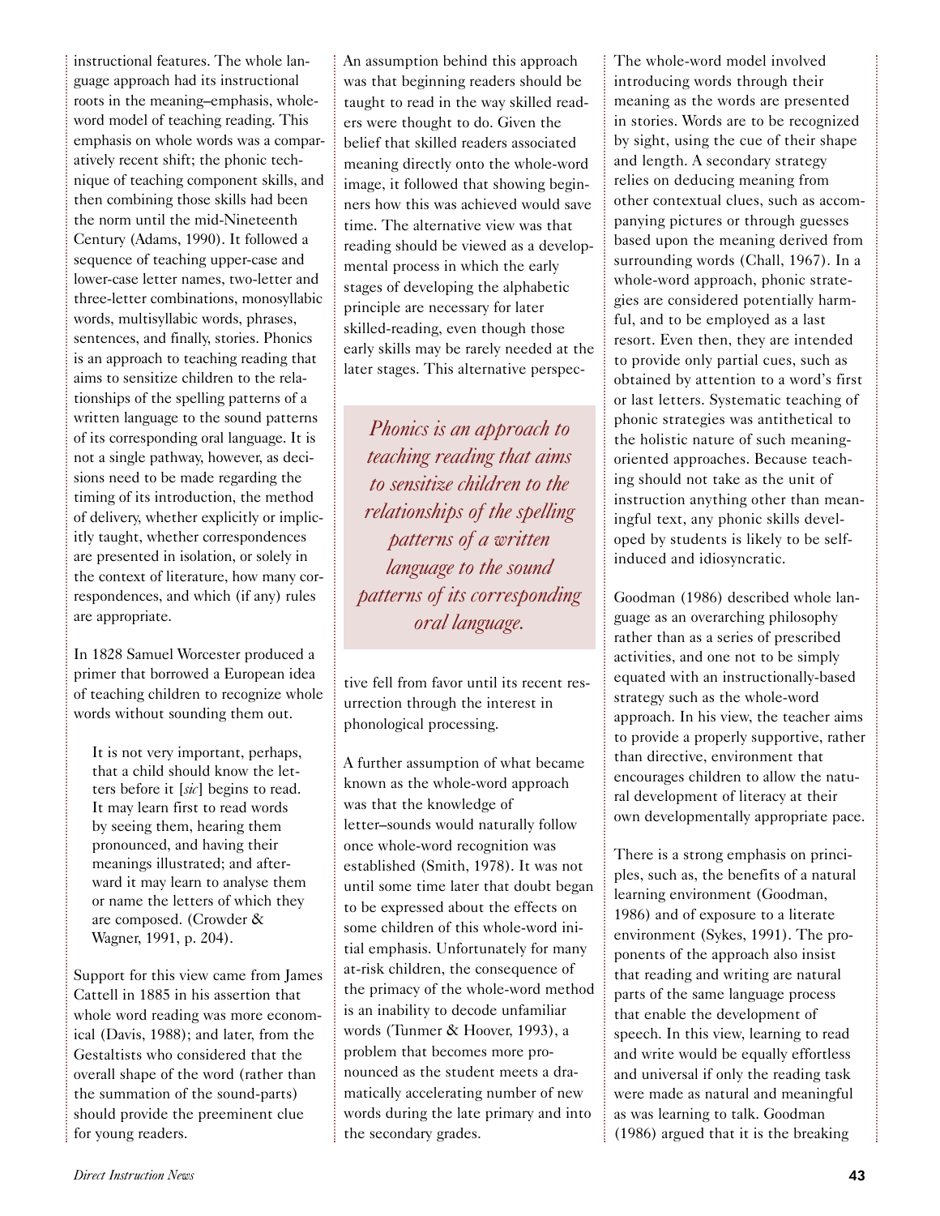instructional features. The whole language approach had its instructional roots in the meaning–emphasis, whole-word model of teaching reading. This emphasis on whole words was a comparatively recent shift; the phonic technique of teaching component skills, and then combining those skills had been the norm until the mid-Nineteenth Century (Adams, 1990). It followed a sequence of teaching upper-case and lower-case letter names, two-letter and three-letter combinations, monosyllabic words, multisyllabic words, phrases, sentences, and finally, stories. Phonics is an approach to teaching reading that aims to sensitize children to the relationships of the spelling patterns of a written language to the sound patterns of its corresponding oral language. It is not a single pathway, however, as decisions need to be made regarding the timing of its introduction, the method of delivery, whether explicitly or implicitly taught, whether correspondences are presented in isolation, or solely in the context of literature, how many correspondences, and which (if any) rules are appropriate.

In 1828 Samuel Worcester produced a primer that borrowed a European idea of teaching children to recognize whole words without sounding them out.

> It is not very important, perhaps, that a child should know the letters before it [*sic*] begins to read. It may learn first to read words by seeing them, hearing them pronounced, and having their meanings illustrated; and afterward it may learn to analyse them or name the letters of which they are composed. (Crowder & Wagner, 1991, p. 204).

Support for this view came from James Cattell in 1885 in his assertion that whole word reading was more economical (Davis, 1988); and later, from the Gestaltists who considered that the overall shape of the word (rather than the summation of the sound-parts) should provide the preeminent clue for young readers.

An assumption behind this approach was that beginning readers should be taught to read in the way skilled readers were thought to do. Given the belief that skilled readers associated meaning directly onto the whole-word image, it followed that showing beginners how this was achieved would save time. The alternative view was that reading should be viewed as a developmental process in which the early stages of developing the alphabetic principle are necessary for later skilled-reading, even though those early skills may be rarely needed at the later stages. This alternative perspective fell from favor until its recent resurrection through the interest in phonological processing.

> *Phonics is an approach to teaching reading that aims to sensitize children to the relationships of the spelling patterns of a written language to the sound patterns of its corresponding oral language.*

A further assumption of what became known as the whole-word approach was that the knowledge of letter–sounds would naturally follow once whole-word recognition was established (Smith, 1978). It was not until some time later that doubt began to be expressed about the effects on some children of this whole-word initial emphasis. Unfortunately for many at-risk children, the consequence of the primacy of the whole-word method is an inability to decode unfamiliar words (Tunmer & Hoover, 1993), a problem that becomes more pronounced as the student meets a dramatically accelerating number of new words during the late primary and into the secondary grades.

The whole-word model involved introducing words through their meaning as the words are presented in stories. Words are to be recognized by sight, using the cue of their shape and length. A secondary strategy relies on deducing meaning from other contextual clues, such as accompanying pictures or through guesses based upon the meaning derived from surrounding words (Chall, 1967). In a whole-word approach, phonic strategies are considered potentially harmful, and to be employed as a last resort. Even then, they are intended to provide only partial cues, such as obtained by attention to a word's first or last letters. Systematic teaching of phonic strategies was antithetical to the holistic nature of such meaning-oriented approaches. Because teaching should not take as the unit of instruction anything other than meaningful text, any phonic skills developed by students is likely to be self-induced and idiosyncratic.

Goodman (1986) described whole language as an overarching philosophy rather than as a series of prescribed activities, and one not to be simply equated with an instructionally-based strategy such as the whole-word approach. In his view, the teacher aims to provide a properly supportive, rather than directive, environment that encourages children to allow the natural development of literacy at their own developmentally appropriate pace.

There is a strong emphasis on principles, such as, the benefits of a natural learning environment (Goodman, 1986) and of exposure to a literate environment (Sykes, 1991). The proponents of the approach also insist that reading and writing are natural parts of the same language process that enable the development of speech. In this view, learning to read and write would be equally effortless and universal if only the reading task were made as natural and meaningful as was learning to talk. Goodman (1986) argued that it is the breaking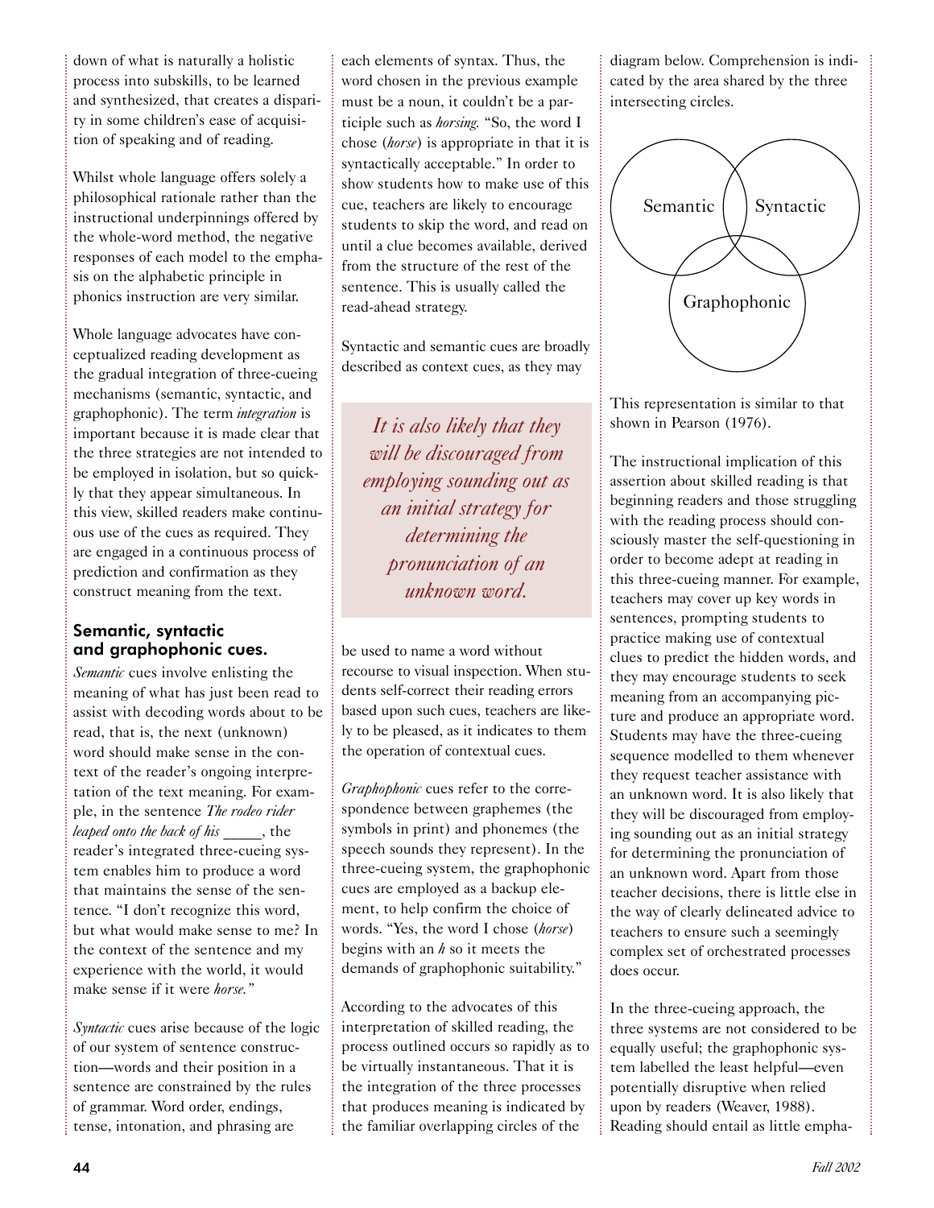down of what is naturally a holistic process into subskills, to be learned and synthesized, that creates a disparity in some children's ease of acquisition of speaking and of reading.

Whilst whole language offers solely a philosophical rationale rather than the instructional underpinnings offered by the whole-word method, the negative responses of each model to the emphasis on the alphabetic principle in phonics instruction are very similar.

Whole language advocates have conceptualized reading development as the gradual integration of three-cueing mechanisms (semantic, syntactic, and graphophonic). The term *integration* is important because it is made clear that the three strategies are not intended to be employed in isolation, but so quickly that they appear simultaneous. In this view, skilled readers make continuous use of the cues as required. They are engaged in a continuous process of prediction and confirmation as they construct meaning from the text.

### Semantic, syntactic and graphophonic cues.

*Semantic* cues involve enlisting the meaning of what has just been read to assist with decoding words about to be read, that is, the next (unknown) word should make sense in the context of the reader's ongoing interpretation of the text meaning. For example, in the sentence *The rodeo rider leaped onto the back of his* _____, the reader's integrated three-cueing system enables him to produce a word that maintains the sense of the sentence. "I don't recognize this word, but what would make sense to me? In the context of the sentence and my experience with the world, it would make sense if it were *horse."*

*Syntactic* cues arise because of the logic of our system of sentence construction—words and their position in a sentence are constrained by the rules of grammar. Word order, endings, tense, intonation, and phrasing are each elements of syntax. Thus, the word chosen in the previous example must be a noun, it couldn't be a participle such as *horsing.* "So, the word I chose (*horse*) is appropriate in that it is syntactically acceptable." In order to show students how to make use of this cue, teachers are likely to encourage students to skip the word, and read on until a clue becomes available, derived from the structure of the rest of the sentence. This is usually called the read-ahead strategy.

Syntactic and semantic cues are broadly described as context cues, as they may be used to name a word without recourse to visual inspection. When students self-correct their reading errors based upon such cues, teachers are likely to be pleased, as it indicates to them the operation of contextual cues.

> *It is also likely that they will be discouraged from employing sounding out as an initial strategy for determining the pronunciation of an unknown word.*

*Graphophonic* cues refer to the correspondence between graphemes (the symbols in print) and phonemes (the speech sounds they represent). In the three-cueing system, the graphophonic cues are employed as a backup element, to help confirm the choice of words. "Yes, the word I chose (*horse*) begins with an *h* so it meets the demands of graphophonic suitability."

According to the advocates of this interpretation of skilled reading, the process outlined occurs so rapidly as to be virtually instantaneous. That it is the integration of the three processes that produces meaning is indicated by the familiar overlapping circles of the diagram below. Comprehension is indicated by the area shared by the three intersecting circles.

Semantic

Syntactic

Graphophonic

This representation is similar to that shown in Pearson (1976).

The instructional implication of this assertion about skilled reading is that beginning readers and those struggling with the reading process should consciously master the self-questioning in order to become adept at reading in this three-cueing manner. For example, teachers may cover up key words in sentences, prompting students to practice making use of contextual clues to predict the hidden words, and they may encourage students to seek meaning from an accompanying picture and produce an appropriate word. Students may have the three-cueing sequence modelled to them whenever they request teacher assistance with an unknown word. It is also likely that they will be discouraged from employing sounding out as an initial strategy for determining the pronunciation of an unknown word. Apart from those teacher decisions, there is little else in the way of clearly delineated advice to teachers to ensure such a seemingly complex set of orchestrated processes does occur.

In the three-cueing approach, the three systems are not considered to be equally useful; the graphophonic system labelled the least helpful—even potentially disruptive when relied upon by readers (Weaver, 1988). Reading should entail as little empha-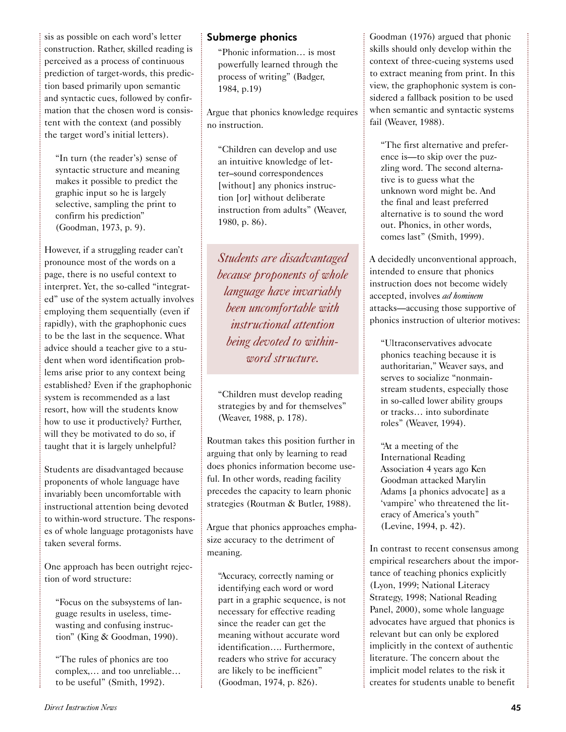sis as possible on each word's letter construction. Rather, skilled reading is perceived as a process of continuous prediction of target-words, this prediction based primarily upon semantic and syntactic cues, followed by confirmation that the chosen word is consistent with the context (and possibly the target word's initial letters).

> "In turn (the reader's) sense of syntactic structure and meaning makes it possible to predict the graphic input so he is largely selective, sampling the print to confirm his prediction" (Goodman, 1973, p. 9).

However, if a struggling reader can't pronounce most of the words on a page, there is no useful context to interpret. Yet, the so-called "integrated" use of the system actually involves employing them sequentially (even if rapidly), with the graphophonic cues to be the last in the sequence. What advice should a teacher give to a student when word identification problems arise prior to any context being established? Even if the graphophonic system is recommended as a last resort, how will the students know how to use it productively? Further, will they be motivated to do so, if taught that it is largely unhelpful?

Students are disadvantaged because proponents of whole language have invariably been uncomfortable with instructional attention being devoted to within-word structure. The responses of whole language protagonists have taken several forms.

One approach has been outright rejection of word structure:

> "Focus on the subsystems of language results in useless, time-wasting and confusing instruction" (King & Goodman, 1990).

> "The rules of phonics are too complex,… and too unreliable… to be useful" (Smith, 1992).

## Submerge phonics

> "Phonic information… is most powerfully learned through the process of writing" (Badger, 1984, p.19)

Argue that phonics knowledge requires no instruction.

> "Children can develop and use an intuitive knowledge of letter–sound correspondences [without] any phonics instruction [or] without deliberate instruction from adults" (Weaver, 1980, p. 86).

*Students are disadvantaged because proponents of whole language have invariably been uncomfortable with instructional attention being devoted to within-word structure.*

> "Children must develop reading strategies by and for themselves" (Weaver, 1988, p. 178).

Routman takes this position further in arguing that only by learning to read does phonics information become useful. In other words, reading facility precedes the capacity to learn phonic strategies (Routman & Butler, 1988).

Argue that phonics approaches emphasize accuracy to the detriment of meaning.

> "Accuracy, correctly naming or identifying each word or word part in a graphic sequence, is not necessary for effective reading since the reader can get the meaning without accurate word identification…. Furthermore, readers who strive for accuracy are likely to be inefficient" (Goodman, 1974, p. 826).

Goodman (1976) argued that phonic skills should only develop within the context of three-cueing systems used to extract meaning from print. In this view, the graphophonic system is considered a fallback position to be used when semantic and syntactic systems fail (Weaver, 1988).

> "The first alternative and preference is—to skip over the puzzling word. The second alternative is to guess what the unknown word might be. And the final and least preferred alternative is to sound the word out. Phonics, in other words, comes last" (Smith, 1999).

A decidedly unconventional approach, intended to ensure that phonics instruction does not become widely accepted, involves *ad hominem* attacks—accusing those supportive of phonics instruction of ulterior motives:

> "Ultraconservatives advocate phonics teaching because it is authoritarian," Weaver says, and serves to socialize "nonmainstream students, especially those in so-called lower ability groups or tracks… into subordinate roles" (Weaver, 1994).

> "At a meeting of the International Reading Association 4 years ago Ken Goodman attacked Marylin Adams [a phonics advocate] as a 'vampire' who threatened the literacy of America's youth" (Levine, 1994, p. 42).

In contrast to recent consensus among empirical researchers about the importance of teaching phonics explicitly (Lyon, 1999; National Literacy Strategy, 1998; National Reading Panel, 2000), some whole language advocates have argued that phonics is relevant but can only be explored implicitly in the context of authentic literature. The concern about the implicit model relates to the risk it creates for students unable to benefit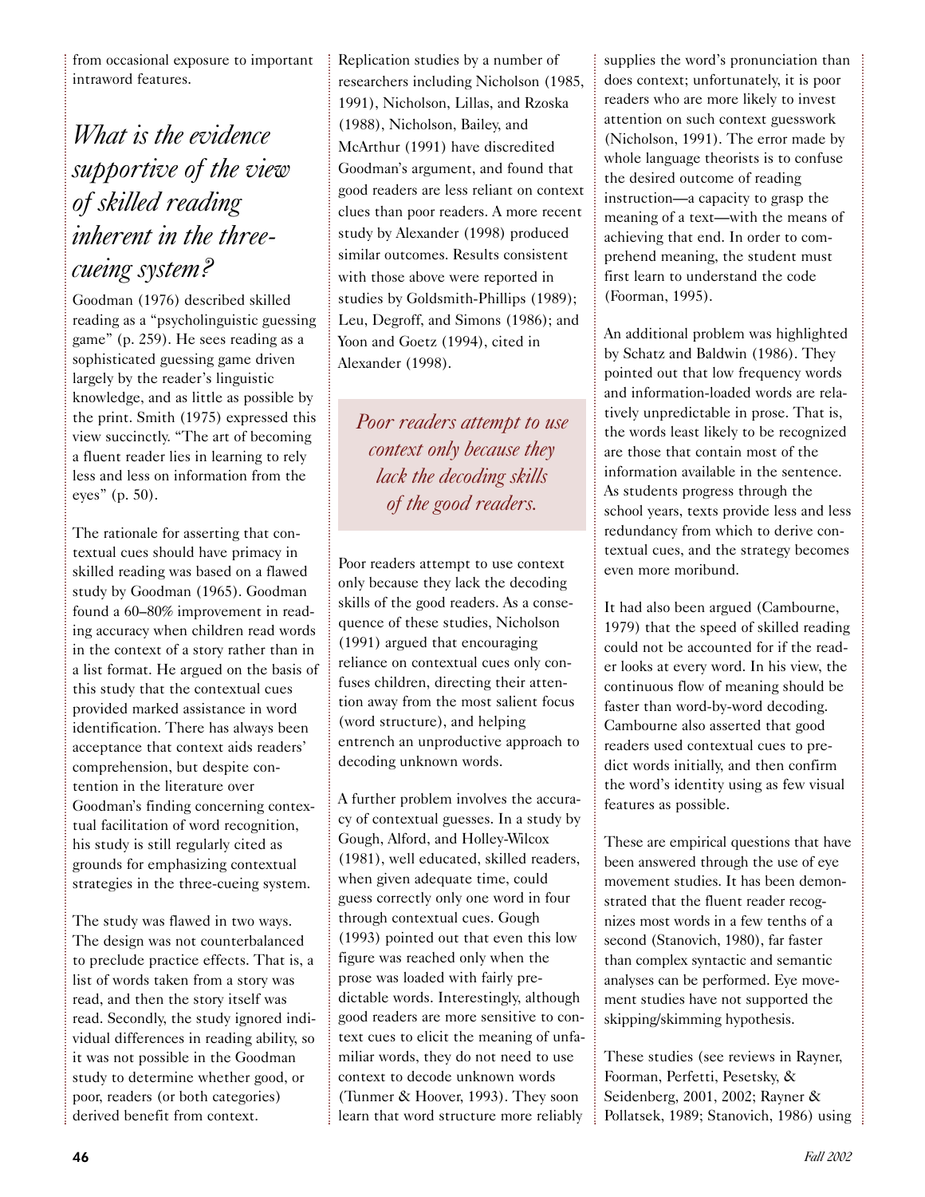from occasional exposure to important intraword features.

## *What is the evidence supportive of the view of skilled reading inherent in the three-cueing system?*

Goodman (1976) described skilled reading as a "psycholinguistic guessing game" (p. 259). He sees reading as a sophisticated guessing game driven largely by the reader's linguistic knowledge, and as little as possible by the print. Smith (1975) expressed this view succinctly. "The art of becoming a fluent reader lies in learning to rely less and less on information from the eyes" (p. 50).

The rationale for asserting that contextual cues should have primacy in skilled reading was based on a flawed study by Goodman (1965). Goodman found a 60–80% improvement in reading accuracy when children read words in the context of a story rather than in a list format. He argued on the basis of this study that the contextual cues provided marked assistance in word identification. There has always been acceptance that context aids readers' comprehension, but despite contention in the literature over Goodman's finding concerning contextual facilitation of word recognition, his study is still regularly cited as grounds for emphasizing contextual strategies in the three-cueing system.

The study was flawed in two ways. The design was not counterbalanced to preclude practice effects. That is, a list of words taken from a story was read, and then the story itself was read. Secondly, the study ignored individual differences in reading ability, so it was not possible in the Goodman study to determine whether good, or poor, readers (or both categories) derived benefit from context.

Replication studies by a number of researchers including Nicholson (1985, 1991), Nicholson, Lillas, and Rzoska (1988), Nicholson, Bailey, and McArthur (1991) have discredited Goodman's argument, and found that good readers are less reliant on context clues than poor readers. A more recent study by Alexander (1998) produced similar outcomes. Results consistent with those above were reported in studies by Goldsmith-Phillips (1989); Leu, Degroff, and Simons (1986); and Yoon and Goetz (1994), cited in Alexander (1998).

> *Poor readers attempt to use context only because they lack the decoding skills of the good readers.*

Poor readers attempt to use context only because they lack the decoding skills of the good readers. As a consequence of these studies, Nicholson (1991) argued that encouraging reliance on contextual cues only confuses children, directing their attention away from the most salient focus (word structure), and helping entrench an unproductive approach to decoding unknown words.

A further problem involves the accuracy of contextual guesses. In a study by Gough, Alford, and Holley-Wilcox (1981), well educated, skilled readers, when given adequate time, could guess correctly only one word in four through contextual cues. Gough (1993) pointed out that even this low figure was reached only when the prose was loaded with fairly predictable words. Interestingly, although good readers are more sensitive to context cues to elicit the meaning of unfamiliar words, they do not need to use context to decode unknown words (Tunmer & Hoover, 1993). They soon learn that word structure more reliably supplies the word's pronunciation than does context; unfortunately, it is poor readers who are more likely to invest attention on such context guesswork (Nicholson, 1991). The error made by whole language theorists is to confuse the desired outcome of reading instruction—a capacity to grasp the meaning of a text—with the means of achieving that end. In order to comprehend meaning, the student must first learn to understand the code (Foorman, 1995).

An additional problem was highlighted by Schatz and Baldwin (1986). They pointed out that low frequency words and information-loaded words are relatively unpredictable in prose. That is, the words least likely to be recognized are those that contain most of the information available in the sentence. As students progress through the school years, texts provide less and less redundancy from which to derive contextual cues, and the strategy becomes even more moribund.

It had also been argued (Cambourne, 1979) that the speed of skilled reading could not be accounted for if the reader looks at every word. In his view, the continuous flow of meaning should be faster than word-by-word decoding. Cambourne also asserted that good readers used contextual cues to predict words initially, and then confirm the word's identity using as few visual features as possible.

These are empirical questions that have been answered through the use of eye movement studies. It has been demonstrated that the fluent reader recognizes most words in a few tenths of a second (Stanovich, 1980), far faster than complex syntactic and semantic analyses can be performed. Eye movement studies have not supported the skipping/skimming hypothesis.

These studies (see reviews in Rayner, Foorman, Perfetti, Pesetsky, & Seidenberg, 2001, 2002; Rayner & Pollatsek, 1989; Stanovich, 1986) using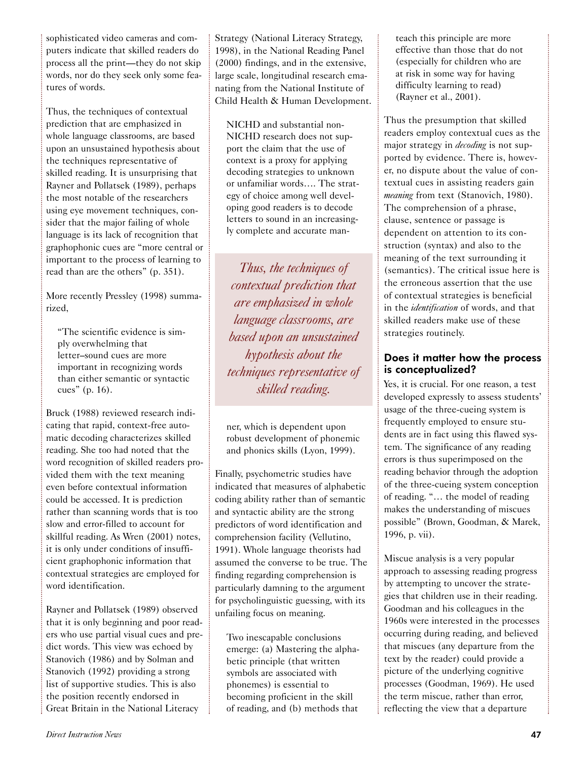sophisticated video cameras and computers indicate that skilled readers do process all the print—they do not skip words, nor do they seek only some features of words.

Thus, the techniques of contextual prediction that are emphasized in whole language classrooms, are based upon an unsustained hypothesis about the techniques representative of skilled reading. It is unsurprising that Rayner and Pollatsek (1989), perhaps the most notable of the researchers using eye movement techniques, consider that the major failing of whole language is its lack of recognition that graphophonic cues are "more central or important to the process of learning to read than are the others" (p. 351).

More recently Pressley (1998) summarized,

> "The scientific evidence is simply overwhelming that letter–sound cues are more important in recognizing words than either semantic or syntactic cues" (p. 16).

Bruck (1988) reviewed research indicating that rapid, context-free automatic decoding characterizes skilled reading. She too had noted that the word recognition of skilled readers provided them with the text meaning even before contextual information could be accessed. It is prediction rather than scanning words that is too slow and error-filled to account for skillful reading. As Wren (2001) notes, it is only under conditions of insufficient graphophonic information that contextual strategies are employed for word identification.

Rayner and Pollatsek (1989) observed that it is only beginning and poor readers who use partial visual cues and predict words. This view was echoed by Stanovich (1986) and by Solman and Stanovich (1992) providing a strong list of supportive studies. This is also the position recently endorsed in Great Britain in the National Literacy Strategy (National Literacy Strategy, 1998), in the National Reading Panel (2000) findings, and in the extensive, large scale, longitudinal research emanating from the National Institute of Child Health & Human Development.

> NICHD and substantial non-NICHD research does not support the claim that the use of context is a proxy for applying decoding strategies to unknown or unfamiliar words.... The strategy of choice among well developing good readers is to decode letters to sound in an increasingly complete and accurate manner, which is dependent upon robust development of phonemic and phonics skills (Lyon, 1999).

*Thus, the techniques of contextual prediction that are emphasized in whole language classrooms, are based upon an unsustained hypothesis about the techniques representative of skilled reading.*

Finally, psychometric studies have indicated that measures of alphabetic coding ability rather than of semantic and syntactic ability are the strong predictors of word identification and comprehension facility (Vellutino, 1991). Whole language theorists had assumed the converse to be true. The finding regarding comprehension is particularly damning to the argument for psycholinguistic guessing, with its unfailing focus on meaning.

> Two inescapable conclusions emerge: (a) Mastering the alphabetic principle (that written symbols are associated with phonemes) is essential to becoming proficient in the skill of reading, and (b) methods that teach this principle are more effective than those that do not (especially for children who are at risk in some way for having difficulty learning to read) (Rayner et al., 2001).

Thus the presumption that skilled readers employ contextual cues as the major strategy in *decoding* is not supported by evidence. There is, however, no dispute about the value of contextual cues in assisting readers gain *meaning* from text (Stanovich, 1980). The comprehension of a phrase, clause, sentence or passage is dependent on attention to its construction (syntax) and also to the meaning of the text surrounding it (semantics). The critical issue here is the erroneous assertion that the use of contextual strategies is beneficial in the *identification* of words, and that skilled readers make use of these strategies routinely.

## Does it matter how the process is conceptualized?

Yes, it is crucial. For one reason, a test developed expressly to assess students' usage of the three-cueing system is frequently employed to ensure students are in fact using this flawed system. The significance of any reading errors is thus superimposed on the reading behavior through the adoption of the three-cueing system conception of reading. "… the model of reading makes the understanding of miscues possible" (Brown, Goodman, & Marek, 1996, p. vii).

Miscue analysis is a very popular approach to assessing reading progress by attempting to uncover the strategies that children use in their reading. Goodman and his colleagues in the 1960s were interested in the processes occurring during reading, and believed that miscues (any departure from the text by the reader) could provide a picture of the underlying cognitive processes (Goodman, 1969). He used the term miscue, rather than error, reflecting the view that a departure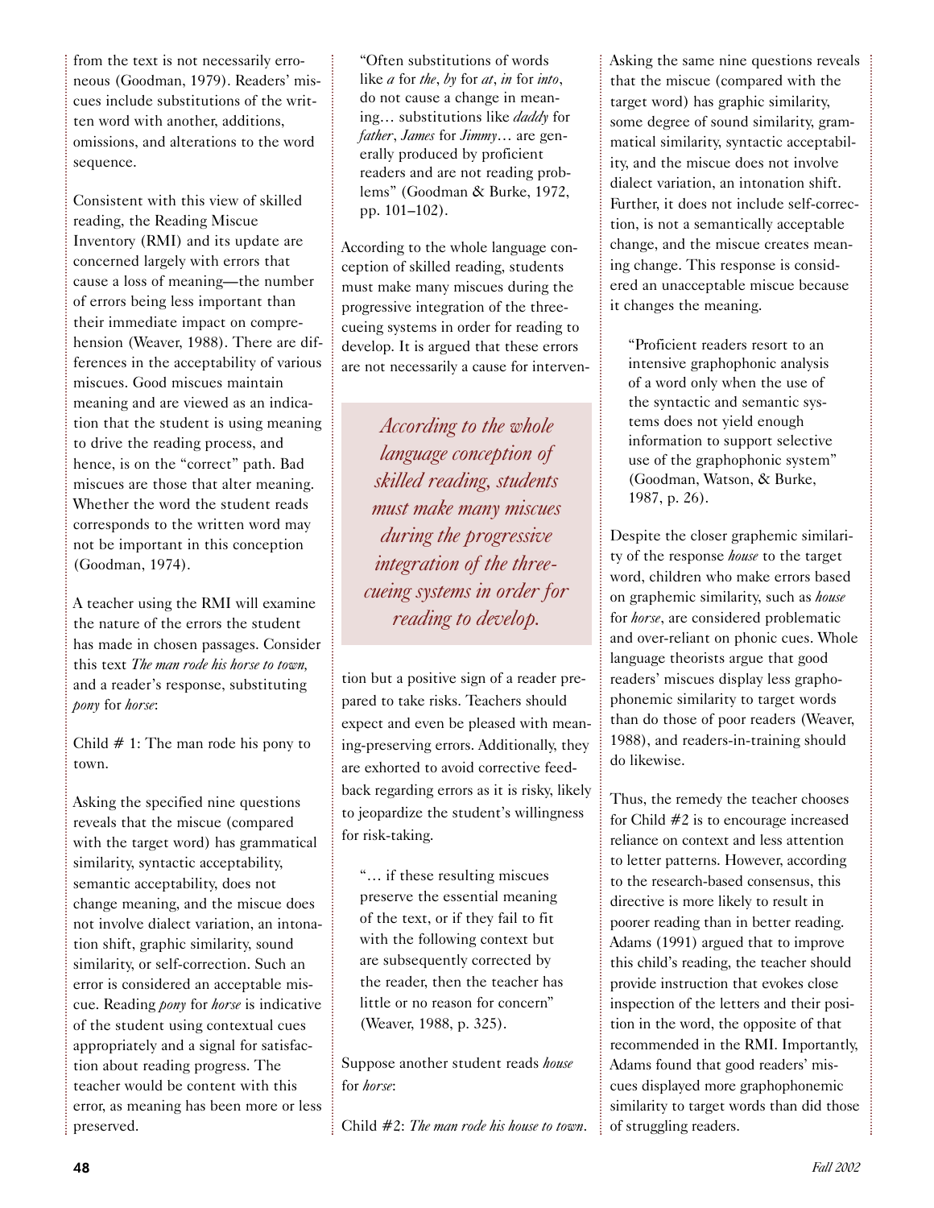from the text is not necessarily erroneous (Goodman, 1979). Readers' miscues include substitutions of the written word with another, additions, omissions, and alterations to the word sequence.

Consistent with this view of skilled reading, the Reading Miscue Inventory (RMI) and its update are concerned largely with errors that cause a loss of meaning—the number of errors being less important than their immediate impact on comprehension (Weaver, 1988). There are differences in the acceptability of various miscues. Good miscues maintain meaning and are viewed as an indication that the student is using meaning to drive the reading process, and hence, is on the "correct" path. Bad miscues are those that alter meaning. Whether the word the student reads corresponds to the written word may not be important in this conception (Goodman, 1974).

A teacher using the RMI will examine the nature of the errors the student has made in chosen passages. Consider this text *The man rode his horse to town,* and a reader's response, substituting *pony* for *horse*:

Child # 1: The man rode his pony to town.

Asking the specified nine questions reveals that the miscue (compared with the target word) has grammatical similarity, syntactic acceptability, semantic acceptability, does not change meaning, and the miscue does not involve dialect variation, an intonation shift, graphic similarity, sound similarity, or self-correction. Such an error is considered an acceptable miscue. Reading *pony* for *horse* is indicative of the student using contextual cues appropriately and a signal for satisfaction about reading progress. The teacher would be content with this error, as meaning has been more or less preserved.

> "Often substitutions of words like *a* for *the*, *by* for *at*, *in* for *into*, do not cause a change in meaning… substitutions like *daddy* for *father*, *James* for *Jimmy*… are generally produced by proficient readers and are not reading problems" (Goodman & Burke, 1972, pp. 101–102).

According to the whole language conception of skilled reading, students must make many miscues during the progressive integration of the three-cueing systems in order for reading to develop. It is argued that these errors are not necessarily a cause for intervention but a positive sign of a reader prepared to take risks. Teachers should expect and even be pleased with meaning-preserving errors. Additionally, they are exhorted to avoid corrective feedback regarding errors as it is risky, likely to jeopardize the student's willingness for risk-taking.

*According to the whole language conception of skilled reading, students must make many miscues during the progressive integration of the three-cueing systems in order for reading to develop.*

> "… if these resulting miscues preserve the essential meaning of the text, or if they fail to fit with the following context but are subsequently corrected by the reader, then the teacher has little or no reason for concern" (Weaver, 1988, p. 325).

Suppose another student reads *house* for *horse*:

Child #2: *The man rode his house to town*.

Asking the same nine questions reveals that the miscue (compared with the target word) has graphic similarity, some degree of sound similarity, grammatical similarity, syntactic acceptability, and the miscue does not involve dialect variation, an intonation shift. Further, it does not include self-correction, is not a semantically acceptable change, and the miscue creates meaning change. This response is considered an unacceptable miscue because it changes the meaning.

> "Proficient readers resort to an intensive graphophonic analysis of a word only when the use of the syntactic and semantic systems does not yield enough information to support selective use of the graphophonic system" (Goodman, Watson, & Burke, 1987, p. 26).

Despite the closer graphemic similarity of the response *house* to the target word, children who make errors based on graphemic similarity, such as *house* for *horse*, are considered problematic and over-reliant on phonic cues. Whole language theorists argue that good readers' miscues display less graphophonemic similarity to target words than do those of poor readers (Weaver, 1988), and readers-in-training should do likewise.

Thus, the remedy the teacher chooses for Child #2 is to encourage increased reliance on context and less attention to letter patterns. However, according to the research-based consensus, this directive is more likely to result in poorer reading than in better reading. Adams (1991) argued that to improve this child's reading, the teacher should provide instruction that evokes close inspection of the letters and their position in the word, the opposite of that recommended in the RMI. Importantly, Adams found that good readers' miscues displayed more graphophonemic similarity to target words than did those of struggling readers.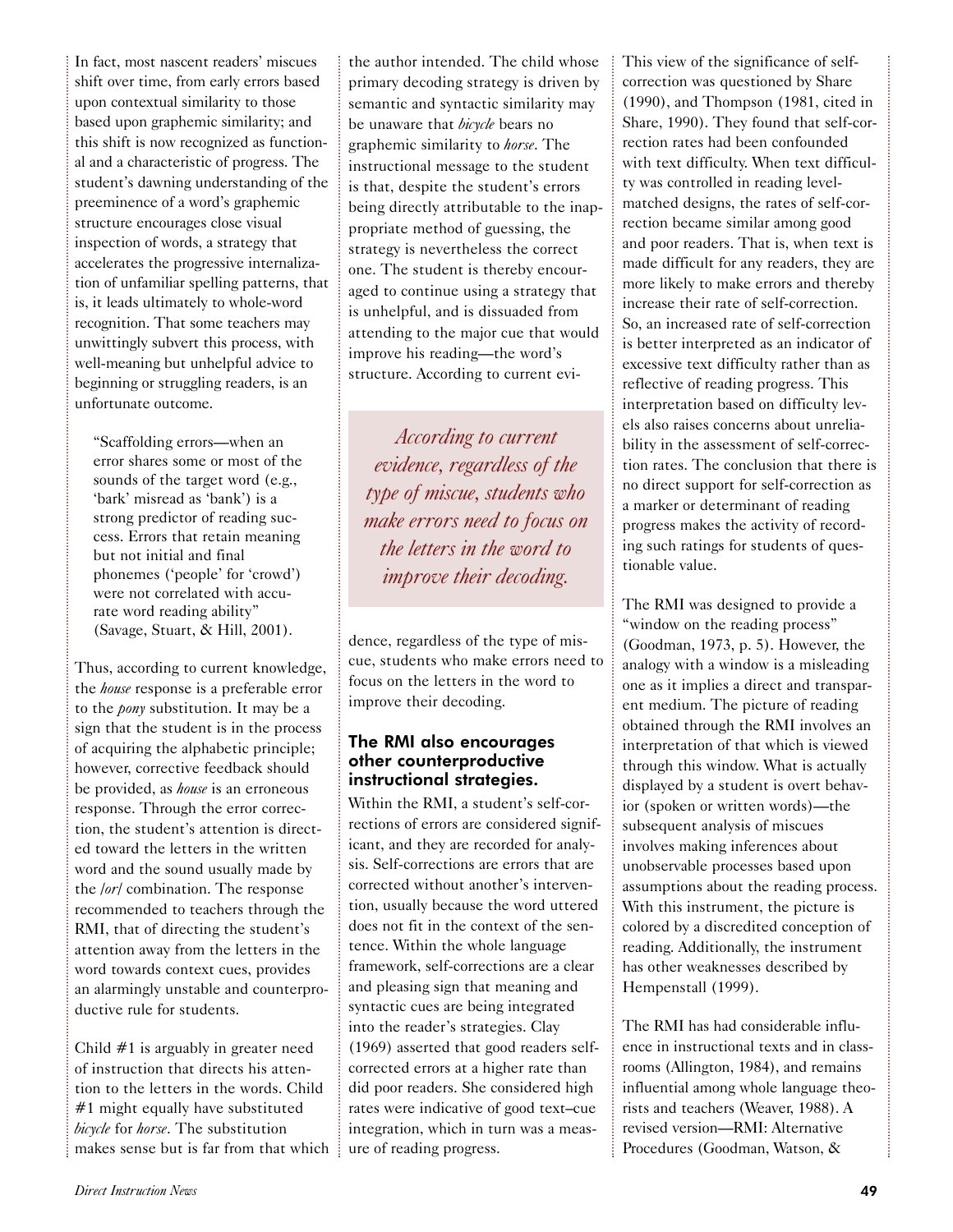In fact, most nascent readers' miscues shift over time, from early errors based upon contextual similarity to those based upon graphemic similarity; and this shift is now recognized as functional and a characteristic of progress. The student's dawning understanding of the preeminence of a word's graphemic structure encourages close visual inspection of words, a strategy that accelerates the progressive internalization of unfamiliar spelling patterns, that is, it leads ultimately to whole-word recognition. That some teachers may unwittingly subvert this process, with well-meaning but unhelpful advice to beginning or struggling readers, is an unfortunate outcome.

> "Scaffolding errors—when an error shares some or most of the sounds of the target word (e.g., 'bark' misread as 'bank') is a strong predictor of reading success. Errors that retain meaning but not initial and final phonemes ('people' for 'crowd') were not correlated with accurate word reading ability" (Savage, Stuart, & Hill, 2001).

Thus, according to current knowledge, the *house* response is a preferable error to the *pony* substitution. It may be a sign that the student is in the process of acquiring the alphabetic principle; however, corrective feedback should be provided, as *house* is an erroneous response. Through the error correction, the student's attention is directed toward the letters in the written word and the sound usually made by the */or/* combination. The response recommended to teachers through the RMI, that of directing the student's attention away from the letters in the word towards context cues, provides an alarmingly unstable and counterproductive rule for students.

Child #1 is arguably in greater need of instruction that directs his attention to the letters in the words. Child #1 might equally have substituted *bicycle* for *horse*. The substitution makes sense but is far from that which the author intended. The child whose primary decoding strategy is driven by semantic and syntactic similarity may be unaware that *bicycle* bears no graphemic similarity to *horse*. The instructional message to the student is that, despite the student's errors being directly attributable to the inappropriate method of guessing, the strategy is nevertheless the correct one. The student is thereby encouraged to continue using a strategy that is unhelpful, and is dissuaded from attending to the major cue that would improve his reading—the word's structure. According to current evidence, regardless of the type of miscue, students who make errors need to focus on the letters in the word to improve their decoding.

> *According to current evidence, regardless of the type of miscue, students who make errors need to focus on the letters in the word to improve their decoding.*

### The RMI also encourages other counterproductive instructional strategies.

Within the RMI, a student's self-corrections of errors are considered significant, and they are recorded for analysis. Self-corrections are errors that are corrected without another's intervention, usually because the word uttered does not fit in the context of the sentence. Within the whole language framework, self-corrections are a clear and pleasing sign that meaning and syntactic cues are being integrated into the reader's strategies. Clay (1969) asserted that good readers self-corrected errors at a higher rate than did poor readers. She considered high rates were indicative of good text–cue integration, which in turn was a measure of reading progress.

This view of the significance of self-correction was questioned by Share (1990), and Thompson (1981, cited in Share, 1990). They found that self-correction rates had been confounded with text difficulty. When text difficulty was controlled in reading level-matched designs, the rates of self-correction became similar among good and poor readers. That is, when text is made difficult for any readers, they are more likely to make errors and thereby increase their rate of self-correction. So, an increased rate of self-correction is better interpreted as an indicator of excessive text difficulty rather than as reflective of reading progress. This interpretation based on difficulty levels also raises concerns about unreliability in the assessment of self-correction rates. The conclusion that there is no direct support for self-correction as a marker or determinant of reading progress makes the activity of recording such ratings for students of questionable value.

The RMI was designed to provide a "window on the reading process" (Goodman, 1973, p. 5). However, the analogy with a window is a misleading one as it implies a direct and transparent medium. The picture of reading obtained through the RMI involves an interpretation of that which is viewed through this window. What is actually displayed by a student is overt behavior (spoken or written words)—the subsequent analysis of miscues involves making inferences about unobservable processes based upon assumptions about the reading process. With this instrument, the picture is colored by a discredited conception of reading. Additionally, the instrument has other weaknesses described by Hempenstall (1999).

The RMI has had considerable influence in instructional texts and in classrooms (Allington, 1984), and remains influential among whole language theorists and teachers (Weaver, 1988). A revised version—RMI: Alternative Procedures (Goodman, Watson, &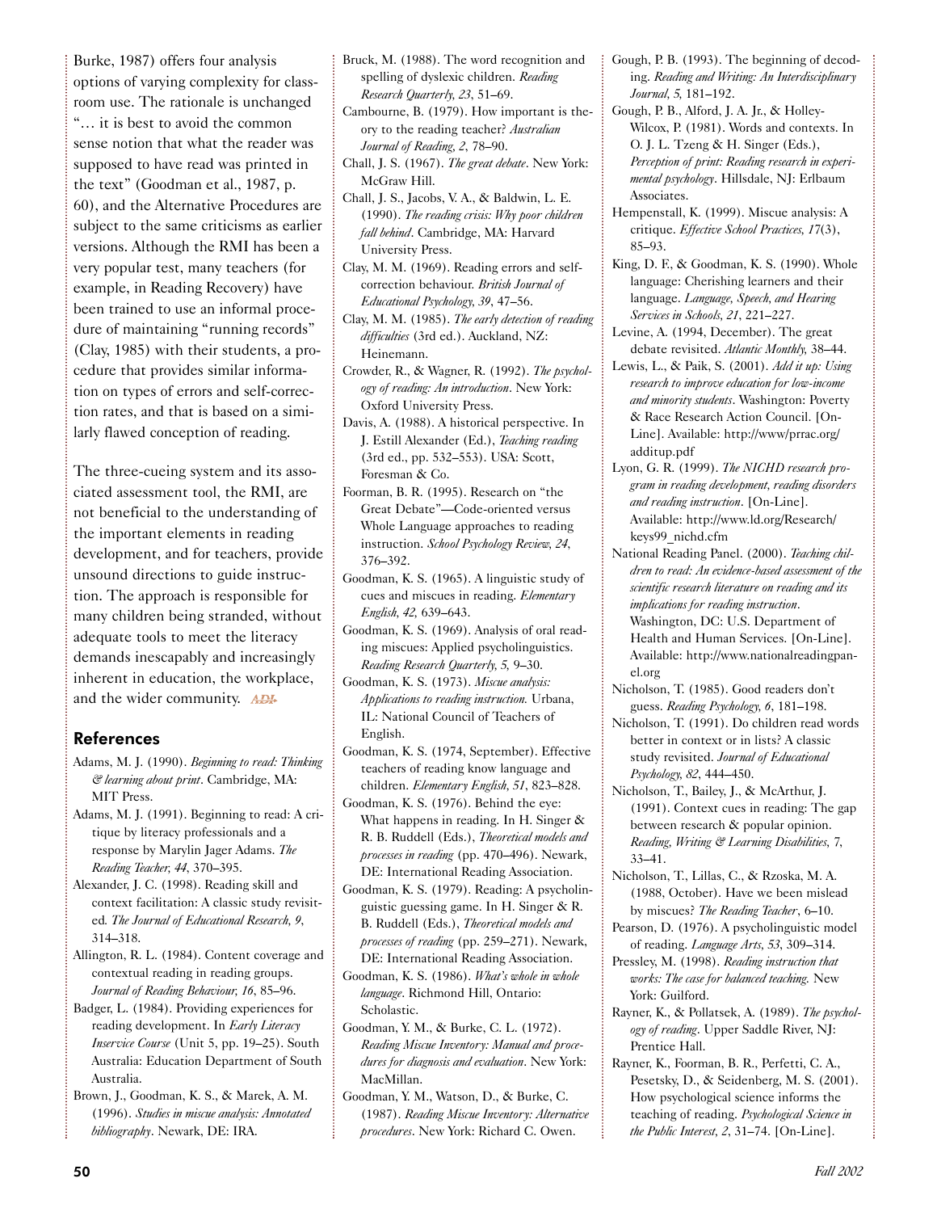Burke, 1987) offers four analysis options of varying complexity for classroom use. The rationale is unchanged "… it is best to avoid the common sense notion that what the reader was supposed to have read was printed in the text" (Goodman et al., 1987, p. 60), and the Alternative Procedures are subject to the same criticisms as earlier versions. Although the RMI has been a very popular test, many teachers (for example, in Reading Recovery) have been trained to use an informal procedure of maintaining "running records" (Clay, 1985) with their students, a procedure that provides similar information on types of errors and self-correction rates, and that is based on a similarly flawed conception of reading.

The three-cueing system and its associated assessment tool, the RMI, are not beneficial to the understanding of the important elements in reading development, and for teachers, provide unsound directions to guide instruction. The approach is responsible for many children being stranded, without adequate tools to meet the literacy demands inescapably and increasingly inherent in education, the workplace, and the wider community.

## References

Adams, M. J. (1990). *Beginning to read: Thinking & learning about print*. Cambridge, MA: MIT Press.

Adams, M. J. (1991). Beginning to read: A critique by literacy professionals and a response by Marylin Jager Adams. *The Reading Teacher, 44*, 370–395.

Alexander, J. C. (1998). Reading skill and context facilitation: A classic study revisited. *The Journal of Educational Research, 9*, 314–318.

Allington, R. L. (1984). Content coverage and contextual reading in reading groups. *Journal of Reading Behaviour, 16*, 85–96.

Badger, L. (1984). Providing experiences for reading development. In *Early Literacy Inservice Course* (Unit 5, pp. 19–25). South Australia: Education Department of South Australia.

Brown, J., Goodman, K. S., & Marek, A. M. (1996). *Studies in miscue analysis: Annotated bibliography*. Newark, DE: IRA.

Bruck, M. (1988). The word recognition and spelling of dyslexic children. *Reading Research Quarterly, 23*, 51–69.

Cambourne, B. (1979). How important is theory to the reading teacher? *Australian Journal of Reading, 2*, 78–90.

Chall, J. S. (1967). *The great debate*. New York: McGraw Hill.

Chall, J. S., Jacobs, V. A., & Baldwin, L. E. (1990). *The reading crisis: Why poor children fall behind*. Cambridge, MA: Harvard University Press.

Clay, M. M. (1969). Reading errors and self-correction behaviour. *British Journal of Educational Psychology, 39*, 47–56.

Clay, M. M. (1985). *The early detection of reading difficulties* (3rd ed.). Auckland, NZ: Heinemann.

Crowder, R., & Wagner, R. (1992). *The psychology of reading: An introduction*. New York: Oxford University Press.

Davis, A. (1988). A historical perspective. In J. Estill Alexander (Ed.), *Teaching reading* (3rd ed., pp. 532–553). USA: Scott, Foresman & Co.

Foorman, B. R. (1995). Research on "the Great Debate"—Code-oriented versus Whole Language approaches to reading instruction. *School Psychology Review, 24*, 376–392.

Goodman, K. S. (1965). A linguistic study of cues and miscues in reading. *Elementary English, 42*, 639–643.

Goodman, K. S. (1969). Analysis of oral reading miscues: Applied psycholinguistics. *Reading Research Quarterly, 5*, 9–30.

Goodman, K. S. (1973). *Miscue analysis: Applications to reading instruction.* Urbana, IL: National Council of Teachers of English.

Goodman, K. S. (1974, September). Effective teachers of reading know language and children. *Elementary English, 51*, 823–828.

Goodman, K. S. (1976). Behind the eye: What happens in reading. In H. Singer & R. B. Ruddell (Eds.), *Theoretical models and processes in reading* (pp. 470–496). Newark, DE: International Reading Association.

Goodman, K. S. (1979). Reading: A psycholinguistic guessing game. In H. Singer & R. B. Ruddell (Eds.), *Theoretical models and processes of reading* (pp. 259–271). Newark, DE: International Reading Association.

Goodman, K. S. (1986). *What's whole in whole language*. Richmond Hill, Ontario: Scholastic.

Goodman, Y. M., & Burke, C. L. (1972). *Reading Miscue Inventory: Manual and procedures for diagnosis and evaluation*. New York: MacMillan.

Goodman, Y. M., Watson, D., & Burke, C. (1987). *Reading Miscue Inventory: Alternative procedures*. New York: Richard C. Owen.

Gough, P. B. (1993). The beginning of decoding. *Reading and Writing: An Interdisciplinary Journal, 5,* 181–192.

Gough, P. B., Alford, J. A. Jr., & Holley-Wilcox, P. (1981). Words and contexts. In O. J. L. Tzeng & H. Singer (Eds.), *Perception of print: Reading research in experimental psychology*. Hillsdale, NJ: Erlbaum Associates.

Hempenstall, K. (1999). Miscue analysis: A critique. *Effective School Practices, 17*(3), 85–93.

King, D. F., & Goodman, K. S. (1990). Whole language: Cherishing learners and their language. *Language, Speech, and Hearing Services in Schools, 21*, 221–227.

Levine, A. (1994, December). The great debate revisited. *Atlantic Monthly,* 38–44.

Lewis, L., & Paik, S. (2001). *Add it up: Using research to improve education for low-income and minority students*. Washington: Poverty & Race Research Action Council. [On-Line]. Available: http://www/prrac.org/additup.pdf

Lyon, G. R. (1999). *The NICHD research program in reading development, reading disorders and reading instruction*. [On-Line]. Available: http://www.ld.org/Research/keys99_nichd.cfm

National Reading Panel. (2000). *Teaching children to read: An evidence-based assessment of the scientific research literature on reading and its implications for reading instruction*. Washington, DC: U.S. Department of Health and Human Services. [On-Line]. Available: http://www.nationalreadingpanel.org

Nicholson, T. (1985). Good readers don't guess. *Reading Psychology, 6*, 181–198.

Nicholson, T. (1991). Do children read words better in context or in lists? A classic study revisited. *Journal of Educational Psychology, 82*, 444–450.

Nicholson, T., Bailey, J., & McArthur, J. (1991). Context cues in reading: The gap between research & popular opinion. *Reading, Writing & Learning Disabilities, 7*, 33–41.

Nicholson, T., Lillas, C., & Rzoska, M. A. (1988, October). Have we been mislead by miscues? *The Reading Teacher*, 6–10.

Pearson, D. (1976). A psycholinguistic model of reading. *Language Arts, 53*, 309–314.

Pressley, M. (1998). *Reading instruction that works: The case for balanced teaching.* New York: Guilford.

Rayner, K., & Pollatsek, A. (1989). *The psychology of reading*. Upper Saddle River, NJ: Prentice Hall.

Rayner, K., Foorman, B. R., Perfetti, C. A., Pesetsky, D., & Seidenberg, M. S. (2001). How psychological science informs the teaching of reading. *Psychological Science in the Public Interest, 2*, 31–74. [On-Line].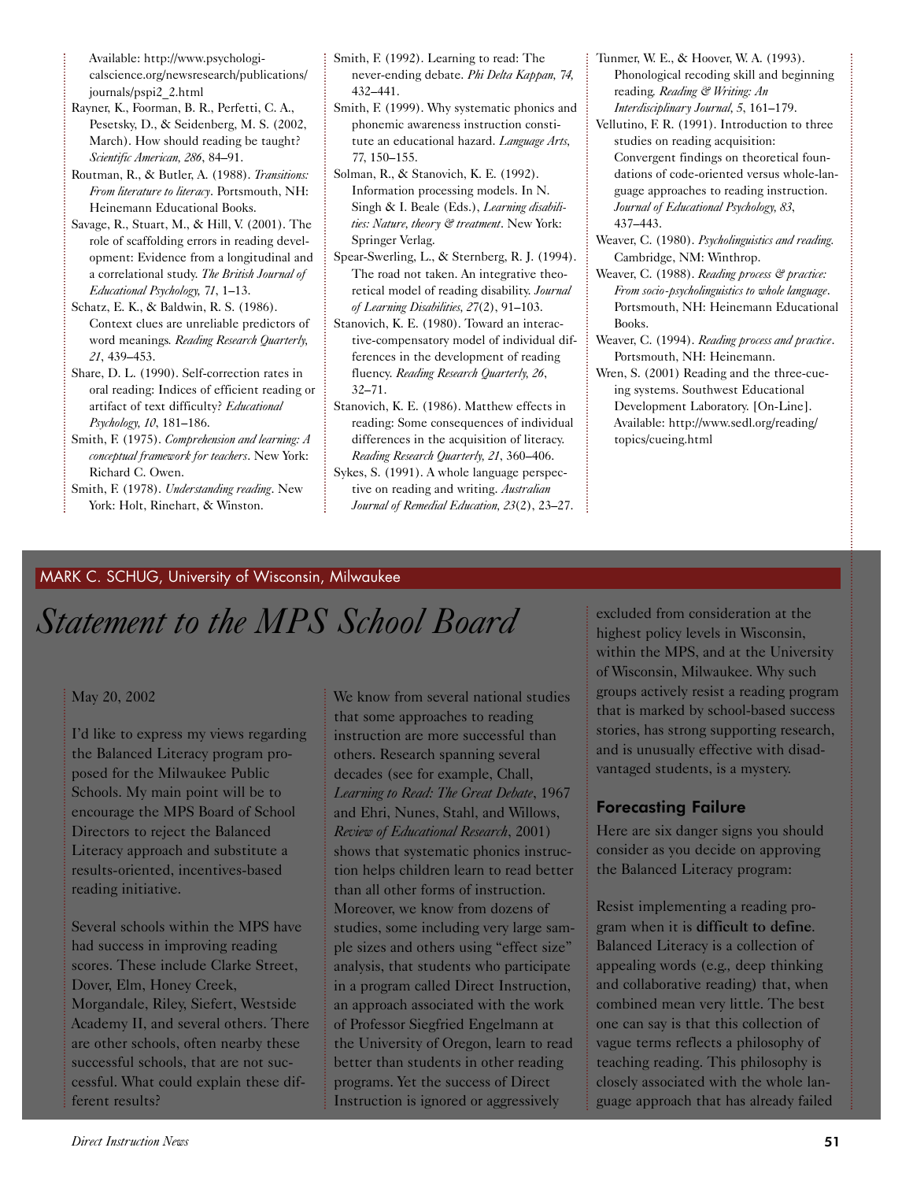Available: http://www.psychologicalscience.org/newsresearch/publications/journals/pspi2_2.html

Rayner, K., Foorman, B. R., Perfetti, C. A., Pesetsky, D., & Seidenberg, M. S. (2002, March). How should reading be taught? *Scientific American, 286*, 84–91.

Routman, R., & Butler, A. (1988). *Transitions: From literature to literacy*. Portsmouth, NH: Heinemann Educational Books.

Savage, R., Stuart, M., & Hill, V. (2001). The role of scaffolding errors in reading development: Evidence from a longitudinal and a correlational study. *The British Journal of Educational Psychology, 71*, 1–13.

Schatz, E. K., & Baldwin, R. S. (1986). Context clues are unreliable predictors of word meanings. *Reading Research Quarterly, 21*, 439–453.

Share, D. L. (1990). Self-correction rates in oral reading: Indices of efficient reading or artifact of text difficulty? *Educational Psychology, 10*, 181–186.

Smith, F. (1975). *Comprehension and learning: A conceptual framework for teachers*. New York: Richard C. Owen.

Smith, F. (1978). *Understanding reading*. New York: Holt, Rinehart, & Winston.

Smith, F. (1992). Learning to read: The never-ending debate. *Phi Delta Kappan, 74,* 432–441.

Smith, F. (1999). Why systematic phonics and phonemic awareness instruction constitute an educational hazard. *Language Arts,* 77, 150–155.

Solman, R., & Stanovich, K. E. (1992). Information processing models. In N. Singh & I. Beale (Eds.), *Learning disabilities: Nature, theory & treatment*. New York: Springer Verlag.

Spear-Swerling, L., & Sternberg, R. J. (1994). The road not taken. An integrative theoretical model of reading disability. *Journal of Learning Disabilities, 27*(2), 91–103.

Stanovich, K. E. (1980). Toward an interactive-compensatory model of individual differences in the development of reading fluency. *Reading Research Quarterly, 26*, 32–71.

Stanovich, K. E. (1986). Matthew effects in reading: Some consequences of individual differences in the acquisition of literacy. *Reading Research Quarterly, 21*, 360–406.

Sykes, S. (1991). A whole language perspective on reading and writing. *Australian Journal of Remedial Education, 23*(2), 23–27.

Tunmer, W. E., & Hoover, W. A. (1993). Phonological recoding skill and beginning reading. *Reading & Writing: An Interdisciplinary Journal, 5*, 161–179.

Vellutino, F. R. (1991). Introduction to three studies on reading acquisition: Convergent findings on theoretical foundations of code-oriented versus whole-language approaches to reading instruction. *Journal of Educational Psychology, 83*, 437–443.

Weaver, C. (1980). *Psycholinguistics and reading.* Cambridge, NM: Winthrop.

Weaver, C. (1988). *Reading process & practice: From socio-psycholinguistics to whole language*. Portsmouth, NH: Heinemann Educational Books.

Weaver, C. (1994). *Reading process and practice*. Portsmouth, NH: Heinemann.

Wren, S. (2001) Reading and the three-cueing systems. Southwest Educational Development Laboratory. [On-Line]. Available: http://www.sedl.org/reading/topics/cueing.html

MARK C. SCHUG, University of Wisconsin, Milwaukee

# *Statement to the MPS School Board*

May 20, 2002

I'd like to express my views regarding the Balanced Literacy program proposed for the Milwaukee Public Schools. My main point will be to encourage the MPS Board of School Directors to reject the Balanced Literacy approach and substitute a results-oriented, incentives-based reading initiative.

Several schools within the MPS have had success in improving reading scores. These include Clarke Street, Dover, Elm, Honey Creek, Morgandale, Riley, Siefert, Westside Academy II, and several others. There are other schools, often nearby these successful schools, that are not successful. What could explain these different results?

We know from several national studies that some approaches to reading instruction are more successful than others. Research spanning several decades (see for example, Chall, *Learning to Read: The Great Debate*, 1967 and Ehri, Nunes, Stahl, and Willows, *Review of Educational Research*, 2001) shows that systematic phonics instruction helps children learn to read better than all other forms of instruction. Moreover, we know from dozens of studies, some including very large sample sizes and others using "effect size" analysis, that students who participate in a program called Direct Instruction, an approach associated with the work of Professor Siegfried Engelmann at the University of Oregon, learn to read better than students in other reading programs. Yet the success of Direct Instruction is ignored or aggressively excluded from consideration at the highest policy levels in Wisconsin, within the MPS, and at the University of Wisconsin, Milwaukee. Why such groups actively resist a reading program that is marked by school-based success stories, has strong supporting research, and is unusually effective with disadvantaged students, is a mystery.

## Forecasting Failure

Here are six danger signs you should consider as you decide on approving the Balanced Literacy program:

Resist implementing a reading program when it is **difficult to define**. Balanced Literacy is a collection of appealing words (e.g., deep thinking and collaborative reading) that, when combined mean very little. The best one can say is that this collection of vague terms reflects a philosophy of teaching reading. This philosophy is closely associated with the whole language approach that has already failed